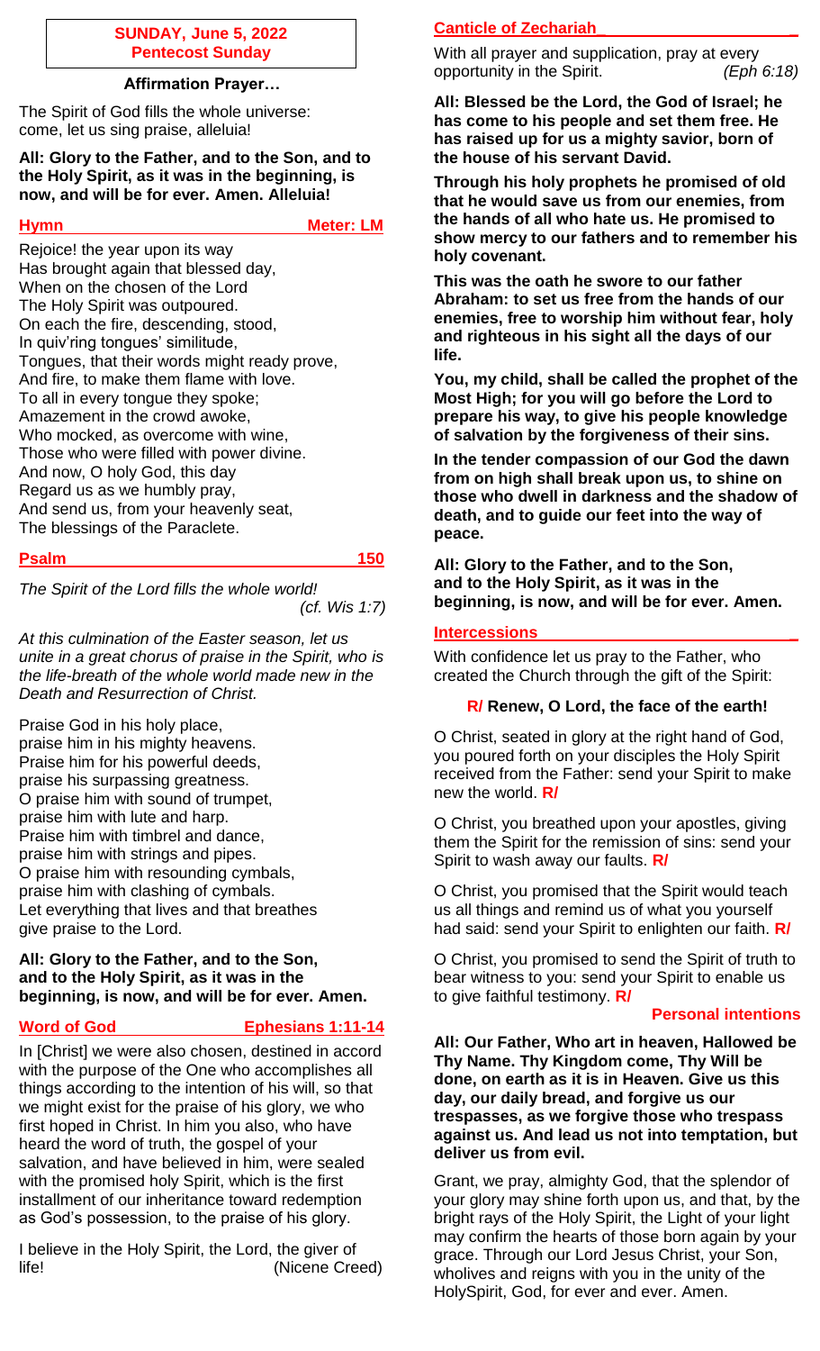**SUNDAY, June 5, 2022**
**Pentecost Sunday**

### Affirmation Prayer…

The Spirit of God fills the whole universe: come, let us sing praise, alleluia!

**All: Glory to the Father, and to the Son, and to the Holy Spirit, as it was in the beginning, is now, and will be for ever. Amen. Alleluia!**

### Hymn — Meter: LM

Rejoice! the year upon its way
Has brought again that blessed day,
When on the chosen of the Lord
The Holy Spirit was outpoured.
On each the fire, descending, stood,
In quiv'ring tongues' similitude,
Tongues, that their words might ready prove,
And fire, to make them flame with love.
To all in every tongue they spoke;
Amazement in the crowd awoke,
Who mocked, as overcome with wine,
Those who were filled with power divine.
And now, O holy God, this day
Regard us as we humbly pray,
And send us, from your heavenly seat,
The blessings of the Paraclete.

### Psalm — 150

*The Spirit of the Lord fills the whole world!*
*(cf. Wis 1:7)*

*At this culmination of the Easter season, let us unite in a great chorus of praise in the Spirit, who is the life-breath of the whole world made new in the Death and Resurrection of Christ.*

Praise God in his holy place,
praise him in his mighty heavens.
Praise him for his powerful deeds,
praise his surpassing greatness.
O praise him with sound of trumpet,
praise him with lute and harp.
Praise him with timbrel and dance,
praise him with strings and pipes.
O praise him with resounding cymbals,
praise him with clashing of cymbals.
Let everything that lives and that breathes
give praise to the Lord.

**All: Glory to the Father, and to the Son, and to the Holy Spirit, as it was in the beginning, is now, and will be for ever. Amen.**

### Word of God — Ephesians 1:11-14

In [Christ] we were also chosen, destined in accord with the purpose of the One who accomplishes all things according to the intention of his will, so that we might exist for the praise of his glory, we who first hoped in Christ. In him you also, who have heard the word of truth, the gospel of your salvation, and have believed in him, were sealed with the promised holy Spirit, which is the first installment of our inheritance toward redemption as God's possession, to the praise of his glory.

I believe in the Holy Spirit, the Lord, the giver of life! (Nicene Creed)

### Canticle of Zechariah

With all prayer and supplication, pray at every opportunity in the Spirit. *(Eph 6:18)*

**All: Blessed be the Lord, the God of Israel; he has come to his people and set them free. He has raised up for us a mighty savior, born of the house of his servant David.**

**Through his holy prophets he promised of old that he would save us from our enemies, from the hands of all who hate us. He promised to show mercy to our fathers and to remember his holy covenant.**

**This was the oath he swore to our father Abraham: to set us free from the hands of our enemies, free to worship him without fear, holy and righteous in his sight all the days of our life.**

**You, my child, shall be called the prophet of the Most High; for you will go before the Lord to prepare his way, to give his people knowledge of salvation by the forgiveness of their sins.**

**In the tender compassion of our God the dawn from on high shall break upon us, to shine on those who dwell in darkness and the shadow of death, and to guide our feet into the way of peace.**

**All: Glory to the Father, and to the Son, and to the Holy Spirit, as it was in the beginning, is now, and will be for ever. Amen.**

### Intercessions

With confidence let us pray to the Father, who created the Church through the gift of the Spirit:

**R/ Renew, O Lord, the face of the earth!**

O Christ, seated in glory at the right hand of God, you poured forth on your disciples the Holy Spirit received from the Father: send your Spirit to make new the world. **R/**

O Christ, you breathed upon your apostles, giving them the Spirit for the remission of sins: send your Spirit to wash away our faults. **R/**

O Christ, you promised that the Spirit would teach us all things and remind us of what you yourself had said: send your Spirit to enlighten our faith. **R/**

O Christ, you promised to send the Spirit of truth to bear witness to you: send your Spirit to enable us to give faithful testimony. **R/**

**Personal intentions**

**All: Our Father, Who art in heaven, Hallowed be Thy Name. Thy Kingdom come, Thy Will be done, on earth as it is in Heaven. Give us this day, our daily bread, and forgive us our trespasses, as we forgive those who trespass against us. And lead us not into temptation, but deliver us from evil.**

Grant, we pray, almighty God, that the splendor of your glory may shine forth upon us, and that, by the bright rays of the Holy Spirit, the Light of your light may confirm the hearts of those born again by your grace. Through our Lord Jesus Christ, your Son, wholives and reigns with you in the unity of the HolySpirit, God, for ever and ever. Amen.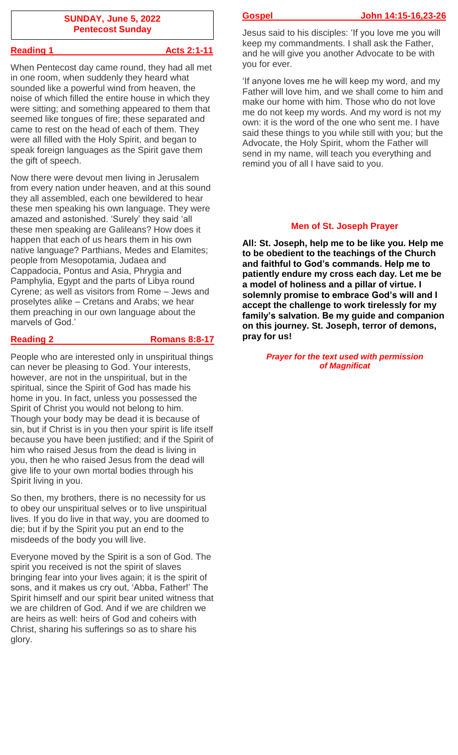**SUNDAY, June 5, 2022**
**Pentecost Sunday**

**Reading 1 — Acts 2:1-11**

When Pentecost day came round, they had all met in one room, when suddenly they heard what sounded like a powerful wind from heaven, the noise of which filled the entire house in which they were sitting; and something appeared to them that seemed like tongues of fire; these separated and came to rest on the head of each of them. They were all filled with the Holy Spirit, and began to speak foreign languages as the Spirit gave them the gift of speech.

Now there were devout men living in Jerusalem from every nation under heaven, and at this sound they all assembled, each one bewildered to hear these men speaking his own language. They were amazed and astonished. 'Surely' they said 'all these men speaking are Galileans? How does it happen that each of us hears them in his own native language? Parthians, Medes and Elamites; people from Mesopotamia, Judaea and Cappadocia, Pontus and Asia, Phrygia and Pamphylia, Egypt and the parts of Libya round Cyrene; as well as visitors from Rome – Jews and proselytes alike – Cretans and Arabs; we hear them preaching in our own language about the marvels of God.'

**Reading 2 — Romans 8:8-17**

People who are interested only in unspiritual things can never be pleasing to God. Your interests, however, are not in the unspiritual, but in the spiritual, since the Spirit of God has made his home in you. In fact, unless you possessed the Spirit of Christ you would not belong to him. Though your body may be dead it is because of sin, but if Christ is in you then your spirit is life itself because you have been justified; and if the Spirit of him who raised Jesus from the dead is living in you, then he who raised Jesus from the dead will give life to your own mortal bodies through his Spirit living in you.

So then, my brothers, there is no necessity for us to obey our unspiritual selves or to live unspiritual lives. If you do live in that way, you are doomed to die; but if by the Spirit you put an end to the misdeeds of the body you will live.

Everyone moved by the Spirit is a son of God. The spirit you received is not the spirit of slaves bringing fear into your lives again; it is the spirit of sons, and it makes us cry out, 'Abba, Father!' The Spirit himself and our spirit bear united witness that we are children of God. And if we are children we are heirs as well: heirs of God and coheirs with Christ, sharing his sufferings so as to share his glory.

**Gospel — John 14:15-16,23-26**

Jesus said to his disciples: 'If you love me you will keep my commandments. I shall ask the Father, and he will give you another Advocate to be with you for ever.

'If anyone loves me he will keep my word, and my Father will love him, and we shall come to him and make our home with him. Those who do not love me do not keep my words. And my word is not my own: it is the word of the one who sent me. I have said these things to you while still with you; but the Advocate, the Holy Spirit, whom the Father will send in my name, will teach you everything and remind you of all I have said to you.

**Men of St. Joseph Prayer**

**All: St. Joseph, help me to be like you. Help me to be obedient to the teachings of the Church and faithful to God's commands. Help me to patiently endure my cross each day. Let me be a model of holiness and a pillar of virtue. I solemnly promise to embrace God's will and I accept the challenge to work tirelessly for my family's salvation. Be my guide and companion on this journey. St. Joseph, terror of demons, pray for us!**

***Prayer for the text used with permission of Magnificat***